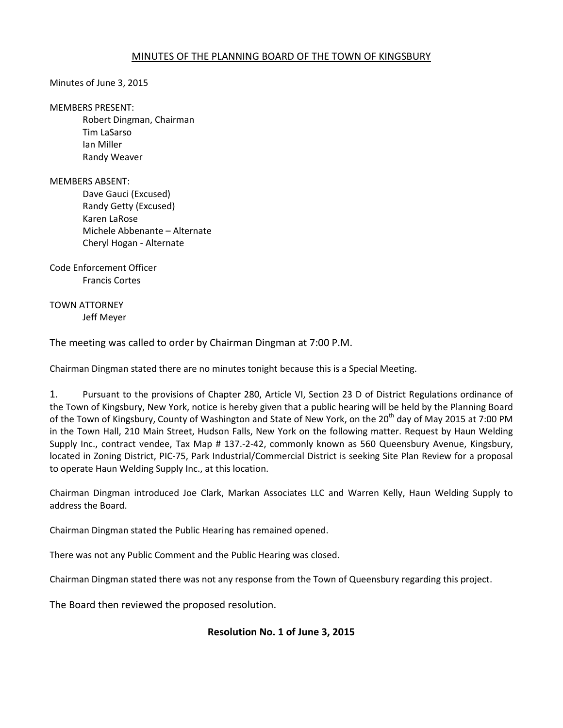MINUTES OF THE PLANNING BOARD OF THE TOWN OF KINGSBURY

Minutes of June 3, 2015

MEMBERS PRESENT:

Robert Dingman, Chairman
Tim LaSarso
Ian Miller
Randy Weaver

MEMBERS ABSENT:

Dave Gauci (Excused)
Randy Getty (Excused)
Karen LaRose
Michele Abbenante – Alternate
Cheryl Hogan - Alternate

Code Enforcement Officer

Francis Cortes

TOWN ATTORNEY

Jeff Meyer

The meeting was called to order by Chairman Dingman at 7:00 P.M.

Chairman Dingman stated there are no minutes tonight because this is a Special Meeting.

1. Pursuant to the provisions of Chapter 280, Article VI, Section 23 D of District Regulations ordinance of the Town of Kingsbury, New York, notice is hereby given that a public hearing will be held by the Planning Board of the Town of Kingsbury, County of Washington and State of New York, on the 20th day of May 2015 at 7:00 PM in the Town Hall, 210 Main Street, Hudson Falls, New York on the following matter. Request by Haun Welding Supply Inc., contract vendee, Tax Map # 137.-2-42, commonly known as 560 Queensbury Avenue, Kingsbury, located in Zoning District, PIC-75, Park Industrial/Commercial District is seeking Site Plan Review for a proposal to operate Haun Welding Supply Inc., at this location.

Chairman Dingman introduced Joe Clark, Markan Associates LLC and Warren Kelly, Haun Welding Supply to address the Board.

Chairman Dingman stated the Public Hearing has remained opened.

There was not any Public Comment and the Public Hearing was closed.

Chairman Dingman stated there was not any response from the Town of Queensbury regarding this project.

The Board then reviewed the proposed resolution.

**Resolution No. 1 of June 3, 2015**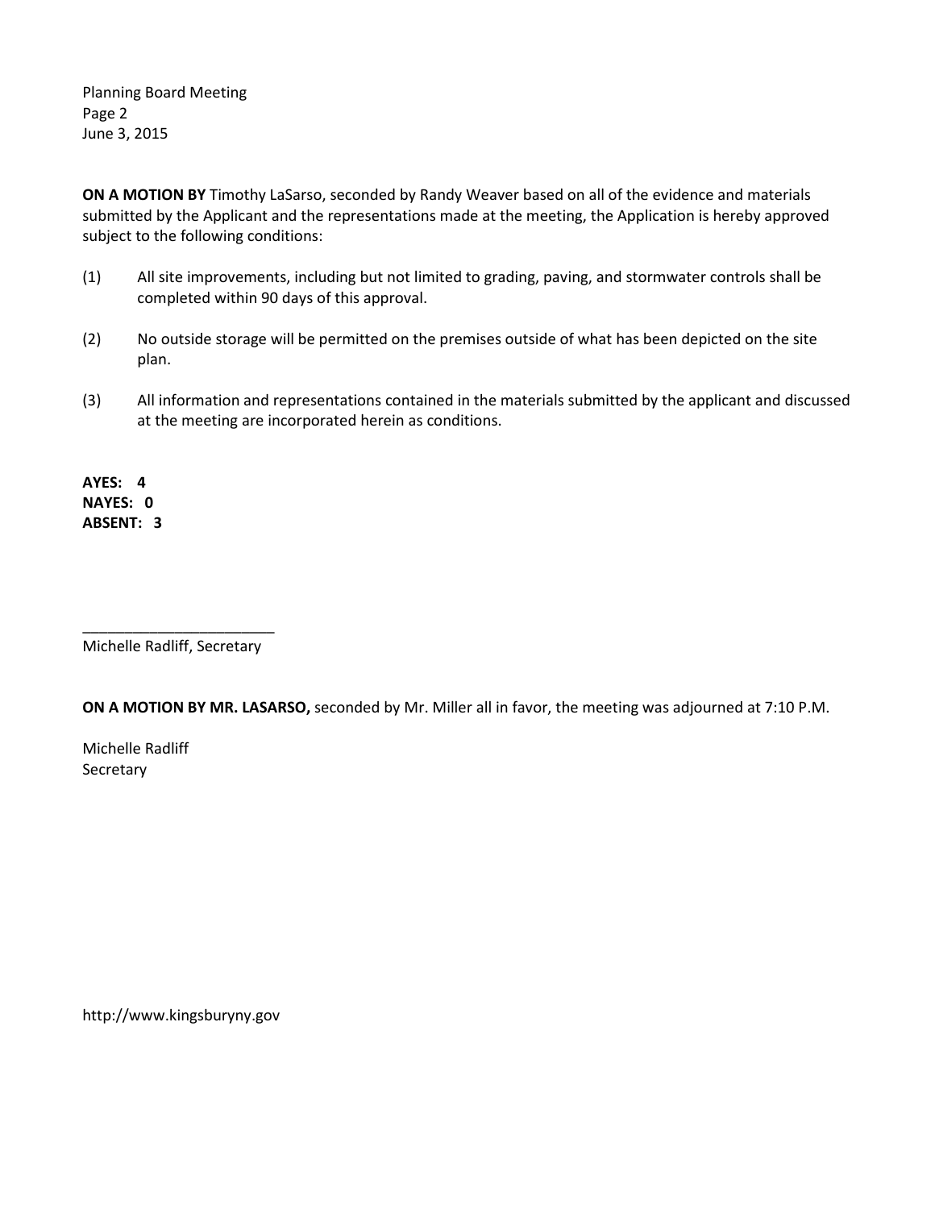**ON A MOTION BY** Timothy LaSarso, seconded by Randy Weaver based on all of the evidence and materials submitted by the Applicant and the representations made at the meeting, the Application is hereby approved subject to the following conditions:

(1) All site improvements, including but not limited to grading, paving, and stormwater controls shall be completed within 90 days of this approval.

(2) No outside storage will be permitted on the premises outside of what has been depicted on the site plan.

(3) All information and representations contained in the materials submitted by the applicant and discussed at the meeting are incorporated herein as conditions.

**AYES: 4**
**NAYES: 0**
**ABSENT: 3**

_______________________
Michelle Radliff, Secretary

**ON A MOTION BY MR. LASARSO,** seconded by Mr. Miller all in favor, the meeting was adjourned at 7:10 P.M.

Michelle Radliff
Secretary

http://www.kingsburyny.gov